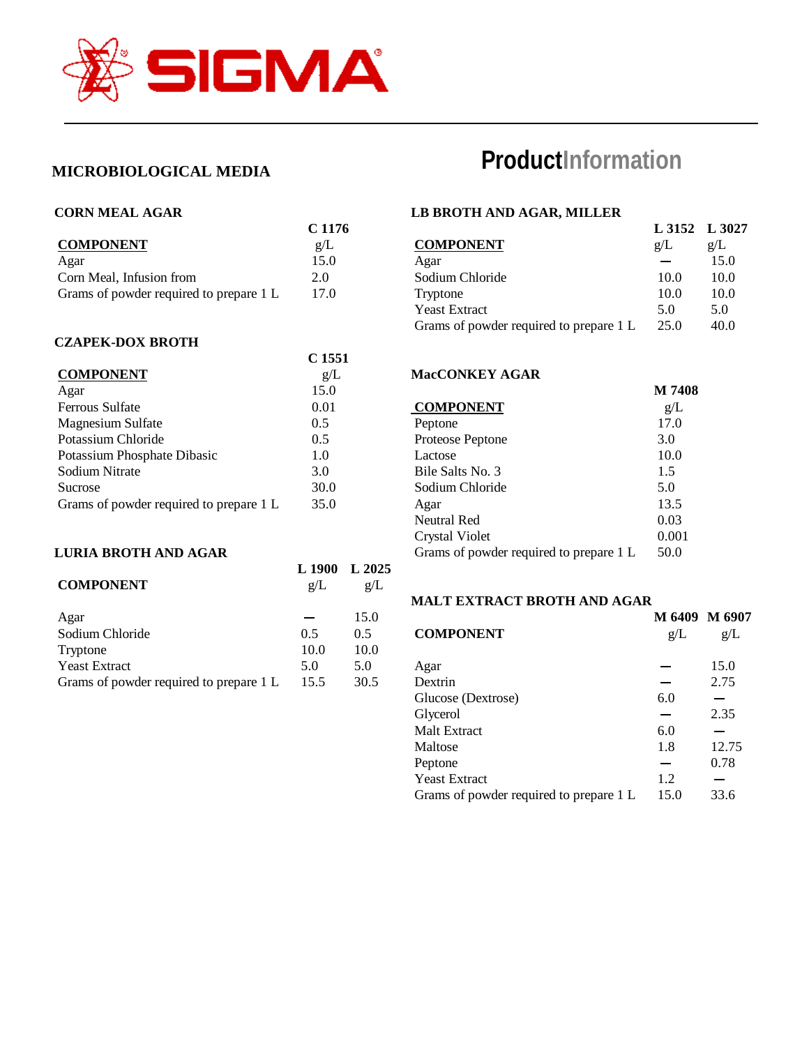SIGMA

# ProductInformation

## MICROBIOLOGICAL MEDIA

### CORN MEAL AGAR

| COMPONENT | C 1176 g/L |
|---|---|
| Agar | 15.0 |
| Corn Meal, Infusion from | 2.0 |
| Grams of powder required to prepare 1 L | 17.0 |

### CZAPEK-DOX BROTH

| COMPONENT | C 1551 g/L |
|---|---|
| Agar | 15.0 |
| Ferrous Sulfate | 0.01 |
| Magnesium Sulfate | 0.5 |
| Potassium Chloride | 0.5 |
| Potassium Phosphate Dibasic | 1.0 |
| Sodium Nitrate | 3.0 |
| Sucrose | 30.0 |
| Grams of powder required to prepare 1 L | 35.0 |

### LURIA BROTH AND AGAR

| COMPONENT | L 1900 g/L | L 2025 g/L |
|---|---|---|
| Agar | — | 15.0 |
| Sodium Chloride | 0.5 | 0.5 |
| Tryptone | 10.0 | 10.0 |
| Yeast Extract | 5.0 | 5.0 |
| Grams of powder required to prepare 1 L | 15.5 | 30.5 |

### LB BROTH AND AGAR, MILLER

| COMPONENT | L 3152 g/L | L 3027 g/L |
|---|---|---|
| Agar | — | 15.0 |
| Sodium Chloride | 10.0 | 10.0 |
| Tryptone | 10.0 | 10.0 |
| Yeast Extract | 5.0 | 5.0 |
| Grams of powder required to prepare 1 L | 25.0 | 40.0 |

### MacCONKEY AGAR

| COMPONENT | M 7408 g/L |
|---|---|
| Peptone | 17.0 |
| Proteose Peptone | 3.0 |
| Lactose | 10.0 |
| Bile Salts No. 3 | 1.5 |
| Sodium Chloride | 5.0 |
| Agar | 13.5 |
| Neutral Red | 0.03 |
| Crystal Violet | 0.001 |
| Grams of powder required to prepare 1 L | 50.0 |

### MALT EXTRACT BROTH AND AGAR

| COMPONENT | M 6409 g/L | M 6907 g/L |
|---|---|---|
| Agar | — | 15.0 |
| Dextrin | — | 2.75 |
| Glucose (Dextrose) | 6.0 | — |
| Glycerol | — | 2.35 |
| Malt Extract | 6.0 | — |
| Maltose | 1.8 | 12.75 |
| Peptone | — | 0.78 |
| Yeast Extract | 1.2 | — |
| Grams of powder required to prepare 1 L | 15.0 | 33.6 |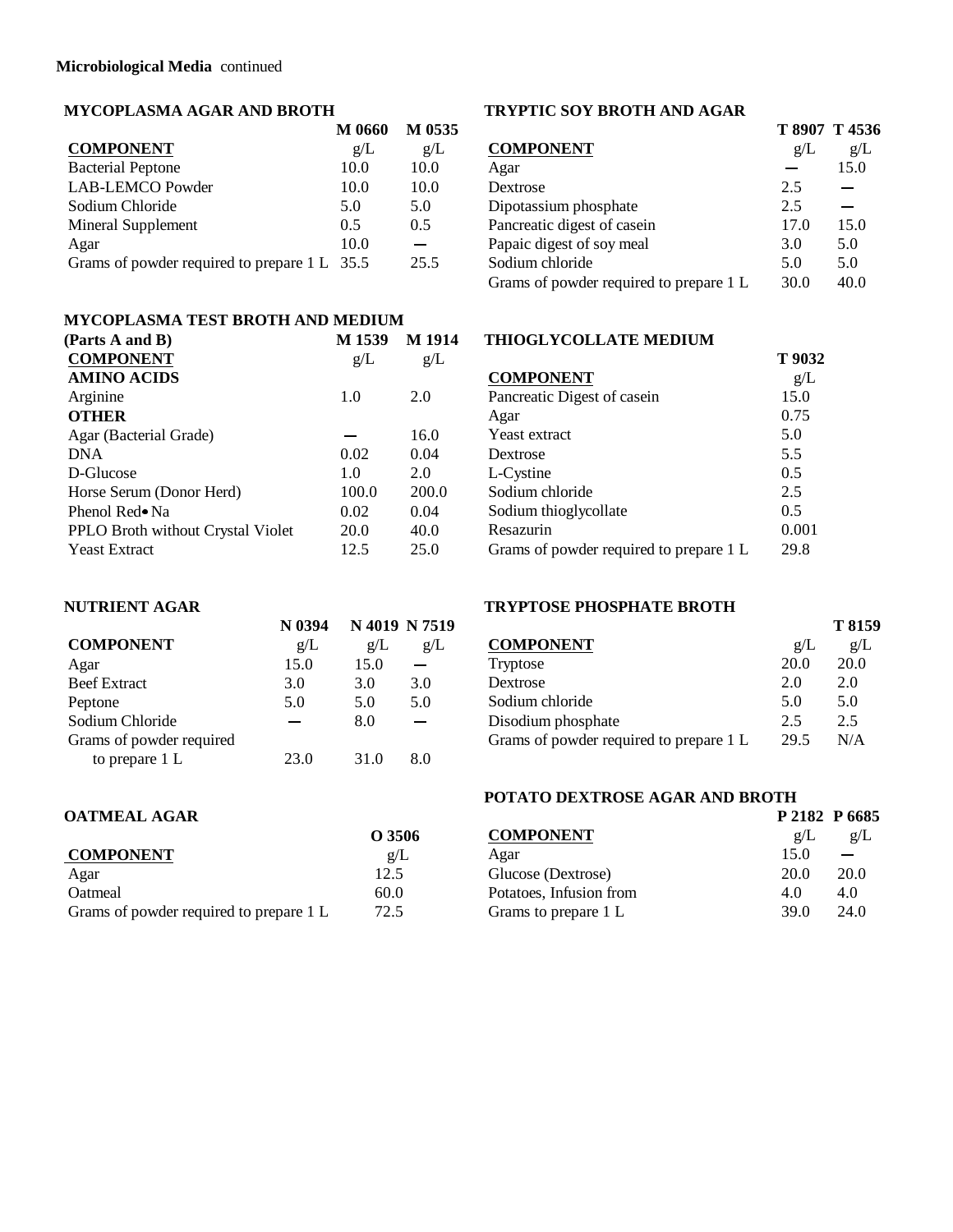**Microbiological Media** continued

### MYCOPLASMA AGAR AND BROTH

| COMPONENT | M 0660 g/L | M 0535 g/L |
|---|---|---|
| Bacterial Peptone | 10.0 | 10.0 |
| LAB-LEMCO Powder | 10.0 | 10.0 |
| Sodium Chloride | 5.0 | 5.0 |
| Mineral Supplement | 0.5 | 0.5 |
| Agar | 10.0 | — |
| Grams of powder required to prepare 1 L | 35.5 | 25.5 |

### MYCOPLASMA TEST BROTH AND MEDIUM (Parts A and B)

| COMPONENT | M 1539 g/L | M 1914 g/L |
|---|---|---|
| **AMINO ACIDS** | | |
| Arginine | 1.0 | 2.0 |
| **OTHER** | | |
| Agar (Bacterial Grade) | — | 16.0 |
| DNA | 0.02 | 0.04 |
| D-Glucose | 1.0 | 2.0 |
| Horse Serum (Donor Herd) | 100.0 | 200.0 |
| Phenol Red• Na | 0.02 | 0.04 |
| PPLO Broth without Crystal Violet | 20.0 | 40.0 |
| Yeast Extract | 12.5 | 25.0 |

### NUTRIENT AGAR

| COMPONENT | N 0394 g/L | N 4019 g/L | N 7519 g/L |
|---|---|---|---|
| Agar | 15.0 | 15.0 | — |
| Beef Extract | 3.0 | 3.0 | 3.0 |
| Peptone | 5.0 | 5.0 | 5.0 |
| Sodium Chloride | — | 8.0 | — |
| Grams of powder required to prepare 1 L | 23.0 | 31.0 | 8.0 |

### OATMEAL AGAR

| COMPONENT | O 3506 g/L |
|---|---|
| Agar | 12.5 |
| Oatmeal | 60.0 |
| Grams of powder required to prepare 1 L | 72.5 |

### TRYPTIC SOY BROTH AND AGAR

| COMPONENT | T 8907 g/L | T 4536 g/L |
|---|---|---|
| Agar | — | 15.0 |
| Dextrose | 2.5 | — |
| Dipotassium phosphate | 2.5 | — |
| Pancreatic digest of casein | 17.0 | 15.0 |
| Papaic digest of soy meal | 3.0 | 5.0 |
| Sodium chloride | 5.0 | 5.0 |
| Grams of powder required to prepare 1 L | 30.0 | 40.0 |

### THIOGLYCOLLATE MEDIUM

| COMPONENT | T 9032 g/L |
|---|---|
| Pancreatic Digest of casein | 15.0 |
| Agar | 0.75 |
| Yeast extract | 5.0 |
| Dextrose | 5.5 |
| L-Cystine | 0.5 |
| Sodium chloride | 2.5 |
| Sodium thioglycollate | 0.5 |
| Resazurin | 0.001 |
| Grams of powder required to prepare 1 L | 29.8 |

### TRYPTOSE PHOSPHATE BROTH

| COMPONENT | g/L | T 8159 g/L |
|---|---|---|
| Tryptose | 20.0 | 20.0 |
| Dextrose | 2.0 | 2.0 |
| Sodium chloride | 5.0 | 5.0 |
| Disodium phosphate | 2.5 | 2.5 |
| Grams of powder required to prepare 1 L | 29.5 | N/A |

### POTATO DEXTROSE AGAR AND BROTH

| COMPONENT | P 2182 g/L | P 6685 g/L |
|---|---|---|
| Agar | 15.0 | — |
| Glucose (Dextrose) | 20.0 | 20.0 |
| Potatoes, Infusion from | 4.0 | 4.0 |
| Grams to prepare 1 L | 39.0 | 24.0 |